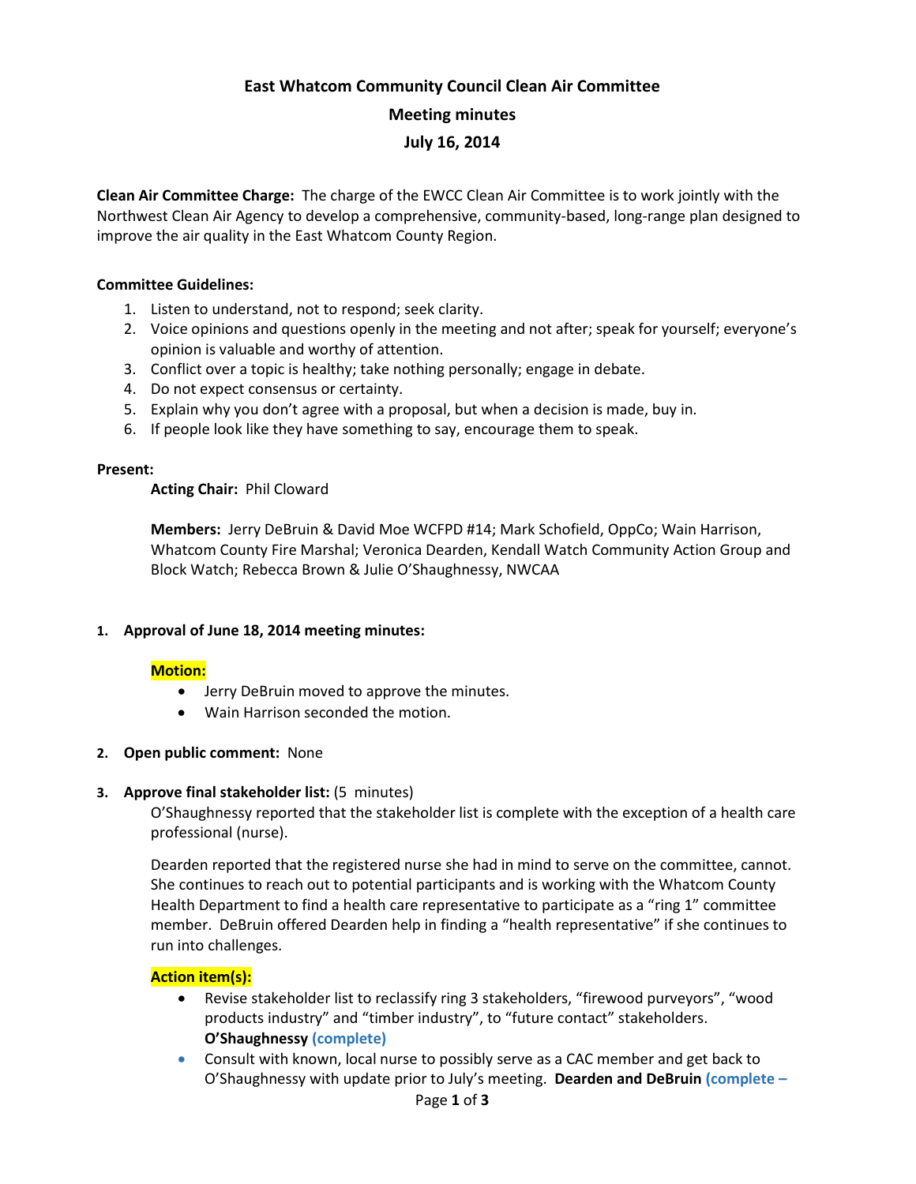# East Whatcom Community Council Clean Air Committee

## Meeting minutes

## July 16, 2014

**Clean Air Committee Charge:** The charge of the EWCC Clean Air Committee is to work jointly with the Northwest Clean Air Agency to develop a comprehensive, community-based, long-range plan designed to improve the air quality in the East Whatcom County Region.

**Committee Guidelines:**

1. Listen to understand, not to respond; seek clarity.
2. Voice opinions and questions openly in the meeting and not after; speak for yourself; everyone's opinion is valuable and worthy of attention.
3. Conflict over a topic is healthy; take nothing personally; engage in debate.
4. Do not expect consensus or certainty.
5. Explain why you don't agree with a proposal, but when a decision is made, buy in.
6. If people look like they have something to say, encourage them to speak.

**Present:**

**Acting Chair:** Phil Cloward

**Members:** Jerry DeBruin & David Moe WCFPD #14; Mark Schofield, OppCo; Wain Harrison, Whatcom County Fire Marshal; Veronica Dearden, Kendall Watch Community Action Group and Block Watch; Rebecca Brown & Julie O'Shaughnessy, NWCAA

**1. Approval of June 18, 2014 meeting minutes:**

**Motion:**

- Jerry DeBruin moved to approve the minutes.
- Wain Harrison seconded the motion.

**2. Open public comment:** None

**3. Approve final stakeholder list:** (5 minutes)

O'Shaughnessy reported that the stakeholder list is complete with the exception of a health care professional (nurse).

Dearden reported that the registered nurse she had in mind to serve on the committee, cannot. She continues to reach out to potential participants and is working with the Whatcom County Health Department to find a health care representative to participate as a "ring 1" committee member. DeBruin offered Dearden help in finding a "health representative" if she continues to run into challenges.

**Action item(s):**

- Revise stakeholder list to reclassify ring 3 stakeholders, "firewood purveyors", "wood products industry" and "timber industry", to "future contact" stakeholders. **O'Shaughnessy (complete)**
- Consult with known, local nurse to possibly serve as a CAC member and get back to O'Shaughnessy with update prior to July's meeting. **Dearden and DeBruin (complete –**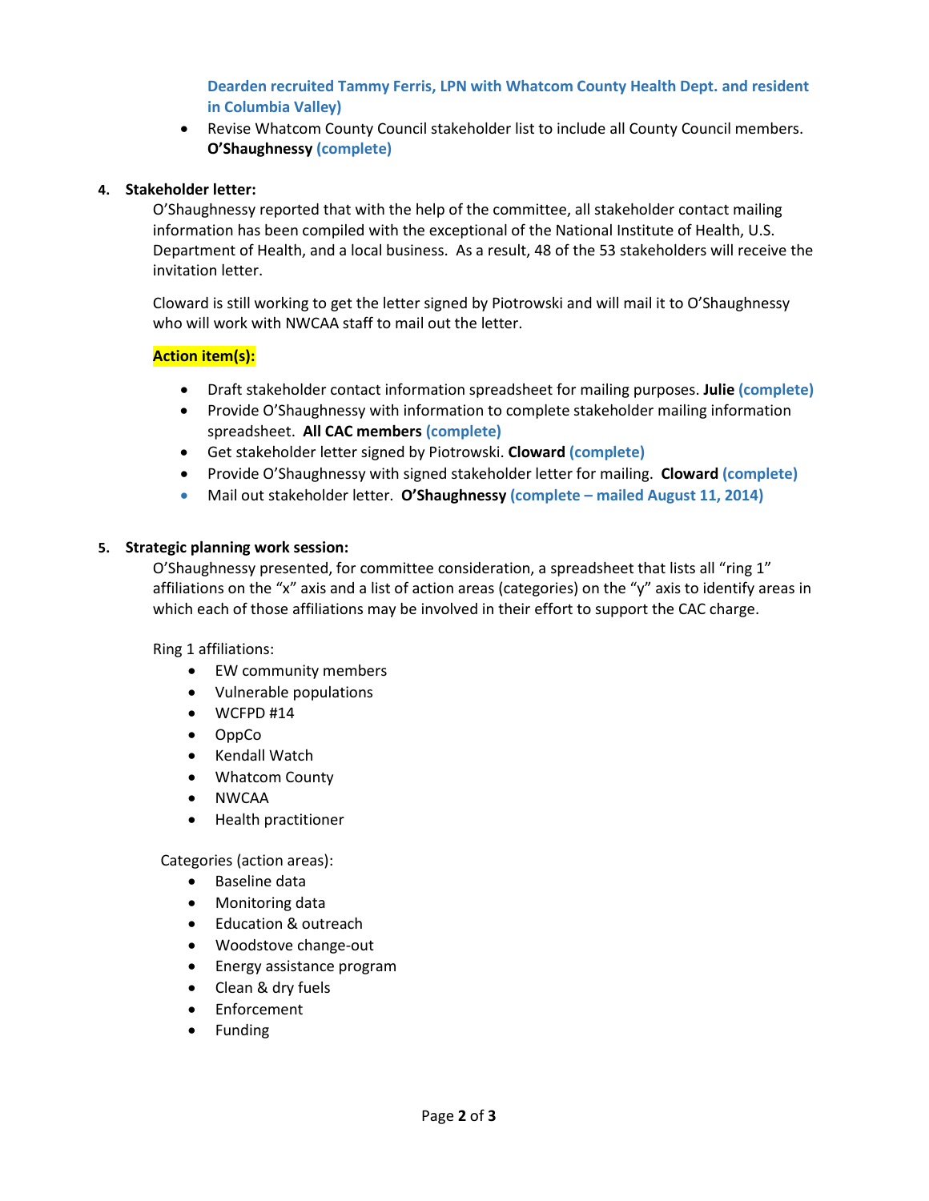Dearden recruited Tammy Ferris, LPN with Whatcom County Health Dept. and resident in Columbia Valley)

- Revise Whatcom County Council stakeholder list to include all County Council members. **O'Shaughnessy** (complete)

**4. Stakeholder letter:**

O'Shaughnessy reported that with the help of the committee, all stakeholder contact mailing information has been compiled with the exceptional of the National Institute of Health, U.S. Department of Health, and a local business. As a result, 48 of the 53 stakeholders will receive the invitation letter.

Cloward is still working to get the letter signed by Piotrowski and will mail it to O'Shaughnessy who will work with NWCAA staff to mail out the letter.

**Action item(s):**

- Draft stakeholder contact information spreadsheet for mailing purposes. **Julie** (complete)
- Provide O'Shaughnessy with information to complete stakeholder mailing information spreadsheet. **All CAC members** (complete)
- Get stakeholder letter signed by Piotrowski. **Cloward** (complete)
- Provide O'Shaughnessy with signed stakeholder letter for mailing. **Cloward** (complete)
- Mail out stakeholder letter. **O'Shaughnessy** (complete – mailed August 11, 2014)

**5. Strategic planning work session:**

O'Shaughnessy presented, for committee consideration, a spreadsheet that lists all "ring 1" affiliations on the "x" axis and a list of action areas (categories) on the "y" axis to identify areas in which each of those affiliations may be involved in their effort to support the CAC charge.

Ring 1 affiliations:

- EW community members
- Vulnerable populations
- WCFPD #14
- OppCo
- Kendall Watch
- Whatcom County
- NWCAA
- Health practitioner

Categories (action areas):

- Baseline data
- Monitoring data
- Education & outreach
- Woodstove change-out
- Energy assistance program
- Clean & dry fuels
- Enforcement
- Funding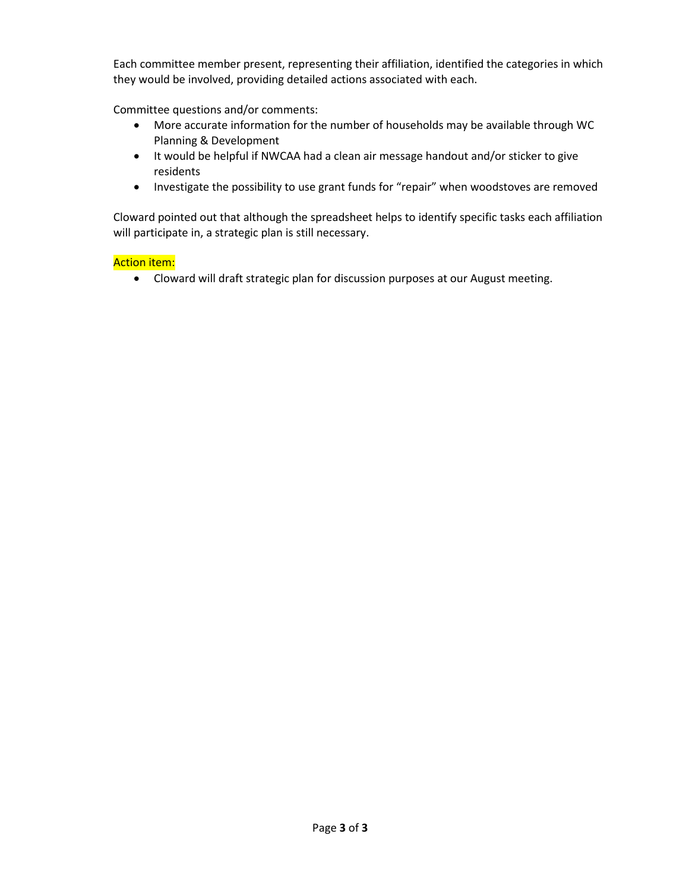Each committee member present, representing their affiliation, identified the categories in which they would be involved, providing detailed actions associated with each.

Committee questions and/or comments:

- More accurate information for the number of households may be available through WC Planning & Development
- It would be helpful if NWCAA had a clean air message handout and/or sticker to give residents
- Investigate the possibility to use grant funds for "repair" when woodstoves are removed

Cloward pointed out that although the spreadsheet helps to identify specific tasks each affiliation will participate in, a strategic plan is still necessary.

Action item:

- Cloward will draft strategic plan for discussion purposes at our August meeting.